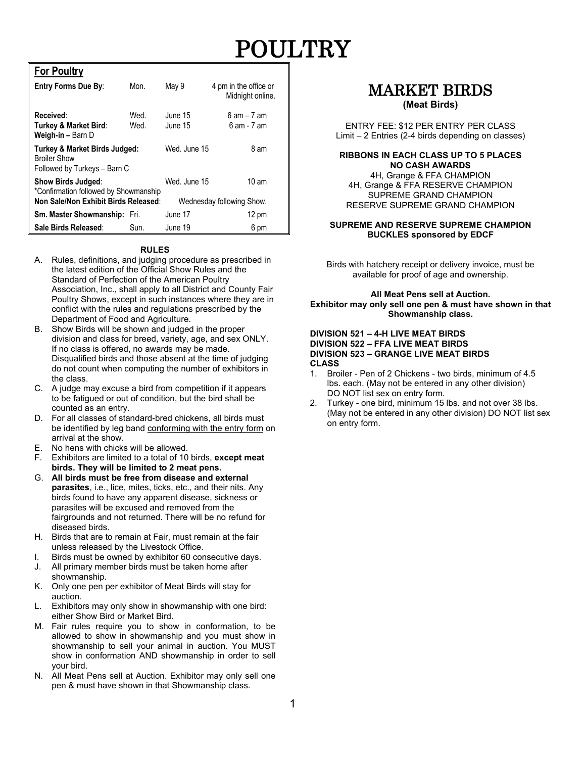# POULTRY

## For Poultry

| | | | |
|---|---|---|---|
| **Entry Forms Due By**: | Mon. | May 9 | 4 pm in the office or Midnight online. |
| **Received**: | Wed. | June 15 | 6 am – 7 am |
| **Turkey & Market Bird**: | Wed. | June 15 | 6 am - 7 am |
| **Weigh-in –** Barn D | | | |
| **Turkey & Market Birds Judged:** Broiler Show Followed by Turkeys – Barn C | | Wed. June 15 | 8 am |
| **Show Birds Judged**: *Confirmation followed by Showmanship | | Wed. June 15 | 10 am |
| **Non Sale/Non Exhibit Birds Released**: | | Wednesday following Show. | |
| **Sm. Master Showmanship:** | Fri. | June 17 | 12 pm |
| **Sale Birds Released**: | Sun. | June 19 | 6 pm |

**RULES**

A. Rules, definitions, and judging procedure as prescribed in the latest edition of the Official Show Rules and the Standard of Perfection of the American Poultry Association, Inc., shall apply to all District and County Fair Poultry Shows, except in such instances where they are in conflict with the rules and regulations prescribed by the Department of Food and Agriculture.
B. Show Birds will be shown and judged in the proper division and class for breed, variety, age, and sex ONLY. If no class is offered, no awards may be made. Disqualified birds and those absent at the time of judging do not count when computing the number of exhibitors in the class.
C. A judge may excuse a bird from competition if it appears to be fatigued or out of condition, but the bird shall be counted as an entry.
D. For all classes of standard-bred chickens, all birds must be identified by leg band conforming with the entry form on arrival at the show.
E. No hens with chicks will be allowed.
F. Exhibitors are limited to a total of 10 birds, **except meat birds. They will be limited to 2 meat pens.**
G. **All birds must be free from disease and external parasites**, i.e., lice, mites, ticks, etc., and their nits. Any birds found to have any apparent disease, sickness or parasites will be excused and removed from the fairgrounds and not returned. There will be no refund for diseased birds.
H. Birds that are to remain at Fair, must remain at the fair unless released by the Livestock Office.
I. Birds must be owned by exhibitor 60 consecutive days.
J. All primary member birds must be taken home after showmanship.
K. Only one pen per exhibitor of Meat Birds will stay for auction.
L. Exhibitors may only show in showmanship with one bird: either Show Bird or Market Bird.
M. Fair rules require you to show in conformation, to be allowed to show in showmanship and you must show in showmanship to sell your animal in auction. You MUST show in conformation AND showmanship in order to sell your bird.
N. All Meat Pens sell at Auction. Exhibitor may only sell one pen & must have shown in that Showmanship class.

# MARKET BIRDS

**(Meat Birds)**

ENTRY FEE: $12 PER ENTRY PER CLASS
Limit – 2 Entries (2-4 birds depending on classes)

**RIBBONS IN EACH CLASS UP TO 5 PLACES**
**NO CASH AWARDS**
4H, Grange & FFA CHAMPION
4H, Grange & FFA RESERVE CHAMPION
SUPREME GRAND CHAMPION
RESERVE SUPREME GRAND CHAMPION

**SUPREME AND RESERVE SUPREME CHAMPION BUCKLES sponsored by EDCF**

Birds with hatchery receipt or delivery invoice, must be available for proof of age and ownership.

**All Meat Pens sell at Auction.**
**Exhibitor may only sell one pen & must have shown in that Showmanship class.**

**DIVISION 521 – 4-H LIVE MEAT BIRDS**
**DIVISION 522 – FFA LIVE MEAT BIRDS**
**DIVISION 523 – GRANGE LIVE MEAT BIRDS**
**CLASS**

1. Broiler - Pen of 2 Chickens - two birds, minimum of 4.5 lbs. each. (May not be entered in any other division) DO NOT list sex on entry form.
2. Turkey - one bird, minimum 15 lbs. and not over 38 lbs. (May not be entered in any other division) DO NOT list sex on entry form.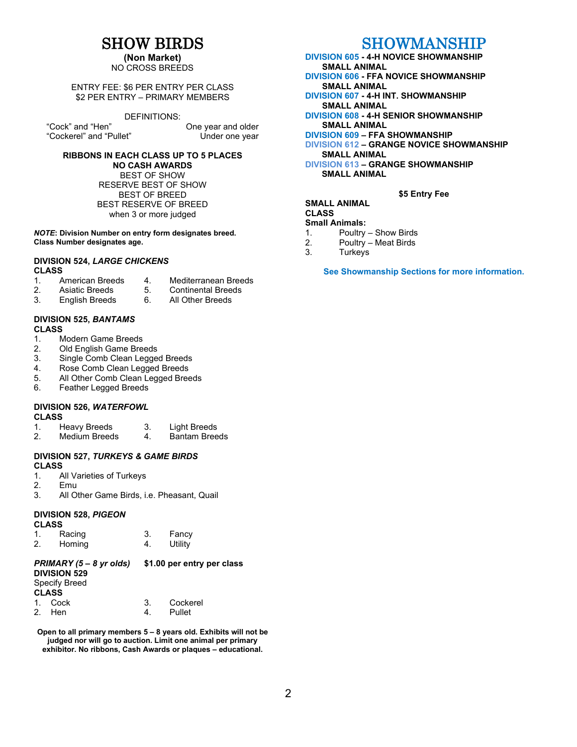# SHOW BIRDS

**(Non Market)**
NO CROSS BREEDS

ENTRY FEE: $6 PER ENTRY PER CLASS
$2 PER ENTRY – PRIMARY MEMBERS

DEFINITIONS:

| | |
|---|---|
| "Cock" and "Hen" | One year and older |
| "Cockerel" and "Pullet" | Under one year |

**RIBBONS IN EACH CLASS UP TO 5 PLACES**
**NO CASH AWARDS**
BEST OF SHOW
RESERVE BEST OF SHOW
BEST OF BREED
BEST RESERVE OF BREED
when 3 or more judged

***NOTE*: Division Number on entry form designates breed. Class Number designates age.**

### DIVISION 524, *LARGE CHICKENS*

**CLASS**

1. American Breeds
2. Asiatic Breeds
3. English Breeds
4. Mediterranean Breeds
5. Continental Breeds
6. All Other Breeds

### DIVISION 525, *BANTAMS*

**CLASS**

1. Modern Game Breeds
2. Old English Game Breeds
3. Single Comb Clean Legged Breeds
4. Rose Comb Clean Legged Breeds
5. All Other Comb Clean Legged Breeds
6. Feather Legged Breeds

### DIVISION 526, *WATERFOWL*

**CLASS**

1. Heavy Breeds
2. Medium Breeds
3. Light Breeds
4. Bantam Breeds

### DIVISION 527, *TURKEYS & GAME BIRDS*

**CLASS**

1. All Varieties of Turkeys
2. Emu
3. All Other Game Birds, i.e. Pheasant, Quail

### DIVISION 528, *PIGEON*

**CLASS**

1. Racing
2. Homing
3. Fancy
4. Utility

***PRIMARY (5 – 8 yr olds)*** **$1.00 per entry per class**

### DIVISION 529

Specify Breed

**CLASS**

1. Cock
2. Hen
3. Cockerel
4. Pullet

**Open to all primary members 5 – 8 years old. Exhibits will not be judged nor will go to auction. Limit one animal per primary exhibitor. No ribbons, Cash Awards or plaques – educational.**

# SHOWMANSHIP

**DIVISION 605 - 4-H NOVICE SHOWMANSHIP SMALL ANIMAL**
**DIVISION 606 - FFA NOVICE SHOWMANSHIP SMALL ANIMAL**
**DIVISION 607 - 4-H INT. SHOWMANSHIP SMALL ANIMAL**
**DIVISION 608 - 4-H SENIOR SHOWMANSHIP SMALL ANIMAL**
**DIVISION 609 – FFA SHOWMANSHIP**
**DIVISION 612 – GRANGE NOVICE SHOWMANSHIP SMALL ANIMAL**
**DIVISION 613 – GRANGE SHOWMANSHIP SMALL ANIMAL**

**$5 Entry Fee**

**SMALL ANIMAL**
**CLASS**
**Small Animals:**

1. Poultry – Show Birds
2. Poultry – Meat Birds
3. Turkeys

**See Showmanship Sections for more information.**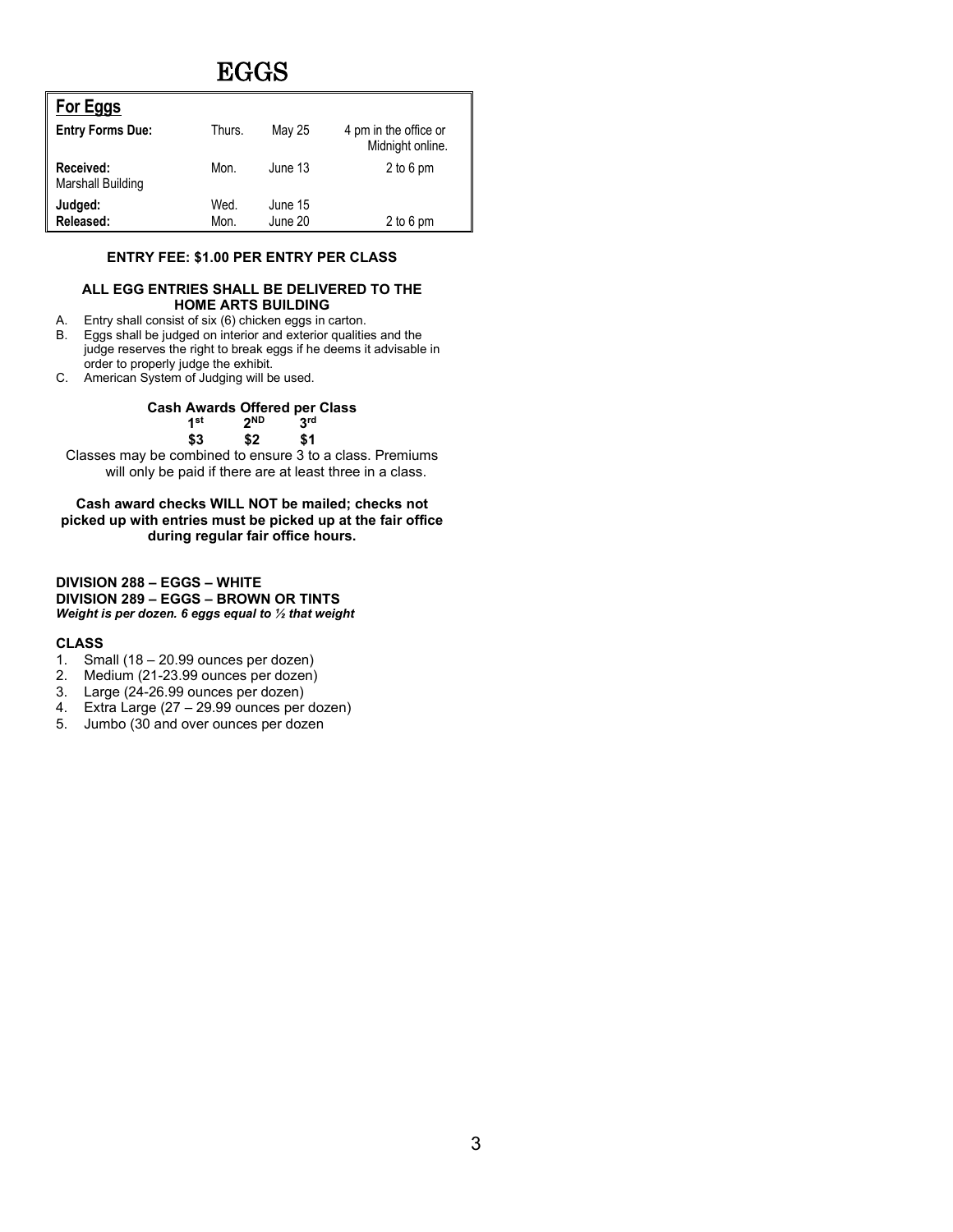# EGGS

| For Eggs | | | |
|---|---|---|---|
| **Entry Forms Due:** | Thurs. | May 25 | 4 pm in the office or Midnight online. |
| **Received:** Marshall Building | Mon. | June 13 | 2 to 6 pm |
| **Judged:** | Wed. | June 15 | |
| **Released:** | Mon. | June 20 | 2 to 6 pm |

**ENTRY FEE: $1.00 PER ENTRY PER CLASS**

**ALL EGG ENTRIES SHALL BE DELIVERED TO THE HOME ARTS BUILDING**

A. Entry shall consist of six (6) chicken eggs in carton.
B. Eggs shall be judged on interior and exterior qualities and the judge reserves the right to break eggs if he deems it advisable in order to properly judge the exhibit.
C. American System of Judging will be used.

**Cash Awards Offered per Class**

| 1st | 2ND | 3rd |
|---|---|---|
| **$3** | **$2** | **$1** |

Classes may be combined to ensure 3 to a class. Premiums will only be paid if there are at least three in a class.

**Cash award checks WILL NOT be mailed; checks not picked up with entries must be picked up at the fair office during regular fair office hours.**

**DIVISION 288 – EGGS – WHITE**
**DIVISION 289 – EGGS – BROWN OR TINTS**
***Weight is per dozen. 6 eggs equal to ½ that weight***

**CLASS**

1. Small (18 – 20.99 ounces per dozen)
2. Medium (21-23.99 ounces per dozen)
3. Large (24-26.99 ounces per dozen)
4. Extra Large (27 – 29.99 ounces per dozen)
5. Jumbo (30 and over ounces per dozen